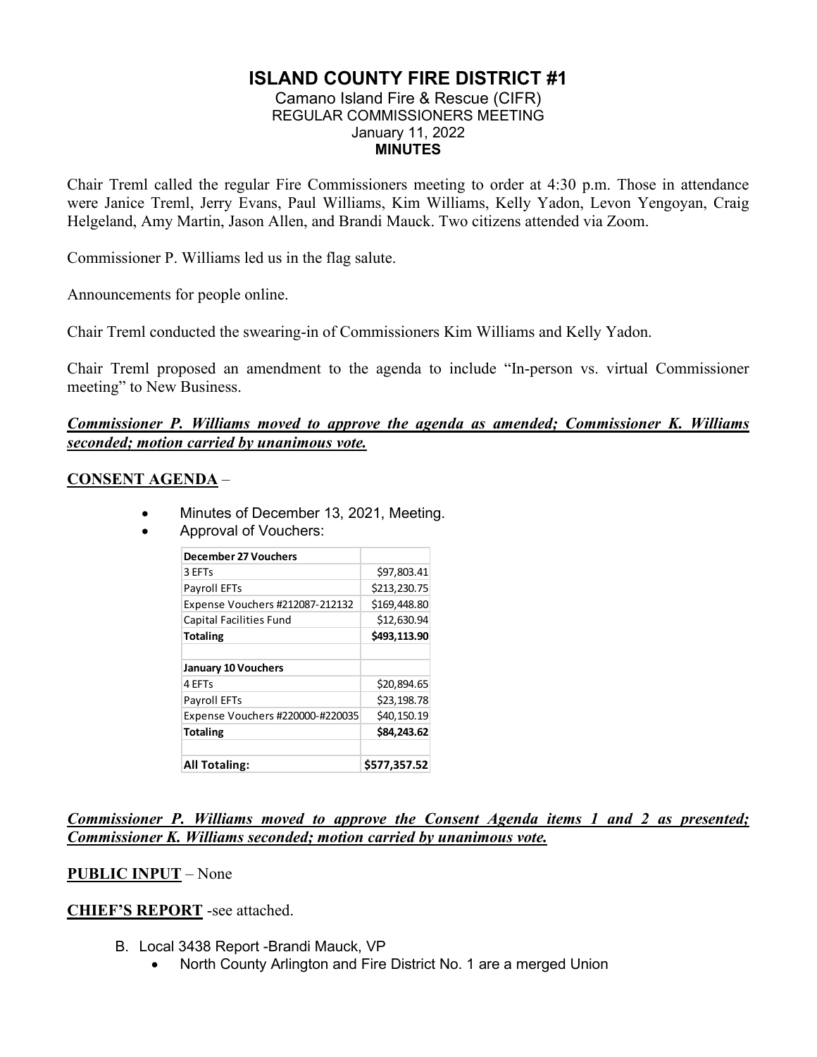# ISLAND COUNTY FIRE DISTRICT #1

Camano Island Fire & Rescue (CIFR)
REGULAR COMMISSIONERS MEETING
January 11, 2022
**MINUTES**

Chair Treml called the regular Fire Commissioners meeting to order at 4:30 p.m. Those in attendance were Janice Treml, Jerry Evans, Paul Williams, Kim Williams, Kelly Yadon, Levon Yengoyan, Craig Helgeland, Amy Martin, Jason Allen, and Brandi Mauck. Two citizens attended via Zoom.

Commissioner P. Williams led us in the flag salute.

Announcements for people online.

Chair Treml conducted the swearing-in of Commissioners Kim Williams and Kelly Yadon.

Chair Treml proposed an amendment to the agenda to include "In-person vs. virtual Commissioner meeting" to New Business.

***Commissioner P. Williams moved to approve the agenda as amended; Commissioner K. Williams seconded; motion carried by unanimous vote.***

**CONSENT AGENDA** –

- Minutes of December 13, 2021, Meeting.
- Approval of Vouchers:

| **December 27 Vouchers** | |
|---|---|
| 3 EFTs | $97,803.41 |
| Payroll EFTs | $213,230.75 |
| Expense Vouchers #212087-212132 | $169,448.80 |
| Capital Facilities Fund | $12,630.94 |
| **Totaling** | **$493,113.90** |
| | |
| **January 10 Vouchers** | |
| 4 EFTs | $20,894.65 |
| Payroll EFTs | $23,198.78 |
| Expense Vouchers #220000-#220035 | $40,150.19 |
| **Totaling** | **$84,243.62** |
| | |
| **All Totaling:** | **$577,357.52** |

***Commissioner P. Williams moved to approve the Consent Agenda items 1 and 2 as presented; Commissioner K. Williams seconded; motion carried by unanimous vote.***

**PUBLIC INPUT** – None

**CHIEF'S REPORT** -see attached.

B. Local 3438 Report -Brandi Mauck, VP
   - North County Arlington and Fire District No. 1 are a merged Union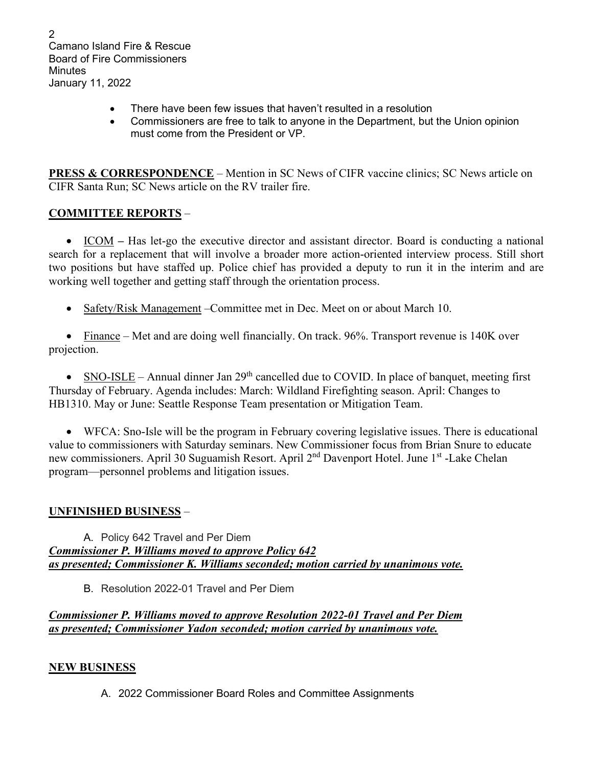- There have been few issues that haven't resulted in a resolution
- Commissioners are free to talk to anyone in the Department, but the Union opinion must come from the President or VP.

**PRESS & CORRESPONDENCE** – Mention in SC News of CIFR vaccine clinics; SC News article on CIFR Santa Run; SC News article on the RV trailer fire.

**COMMITTEE REPORTS** –

- ICOM – Has let-go the executive director and assistant director. Board is conducting a national search for a replacement that will involve a broader more action-oriented interview process. Still short two positions but have staffed up. Police chief has provided a deputy to run it in the interim and are working well together and getting staff through the orientation process.

- Safety/Risk Management –Committee met in Dec. Meet on or about March 10.

- Finance – Met and are doing well financially. On track. 96%. Transport revenue is 140K over projection.

- SNO-ISLE – Annual dinner Jan 29th cancelled due to COVID. In place of banquet, meeting first Thursday of February. Agenda includes: March: Wildland Firefighting season. April: Changes to HB1310. May or June: Seattle Response Team presentation or Mitigation Team.

- WFCA: Sno-Isle will be the program in February covering legislative issues. There is educational value to commissioners with Saturday seminars. New Commissioner focus from Brian Snure to educate new commissioners. April 30 Suguamish Resort. April 2nd Davenport Hotel. June 1st -Lake Chelan program—personnel problems and litigation issues.

**UNFINISHED BUSINESS** –

A. Policy 642 Travel and Per Diem

***Commissioner P. Williams moved to approve Policy 642 as presented; Commissioner K. Williams seconded; motion carried by unanimous vote.***

B. Resolution 2022-01 Travel and Per Diem

***Commissioner P. Williams moved to approve Resolution 2022-01 Travel and Per Diem as presented; Commissioner Yadon seconded; motion carried by unanimous vote.***

**NEW BUSINESS**

A. 2022 Commissioner Board Roles and Committee Assignments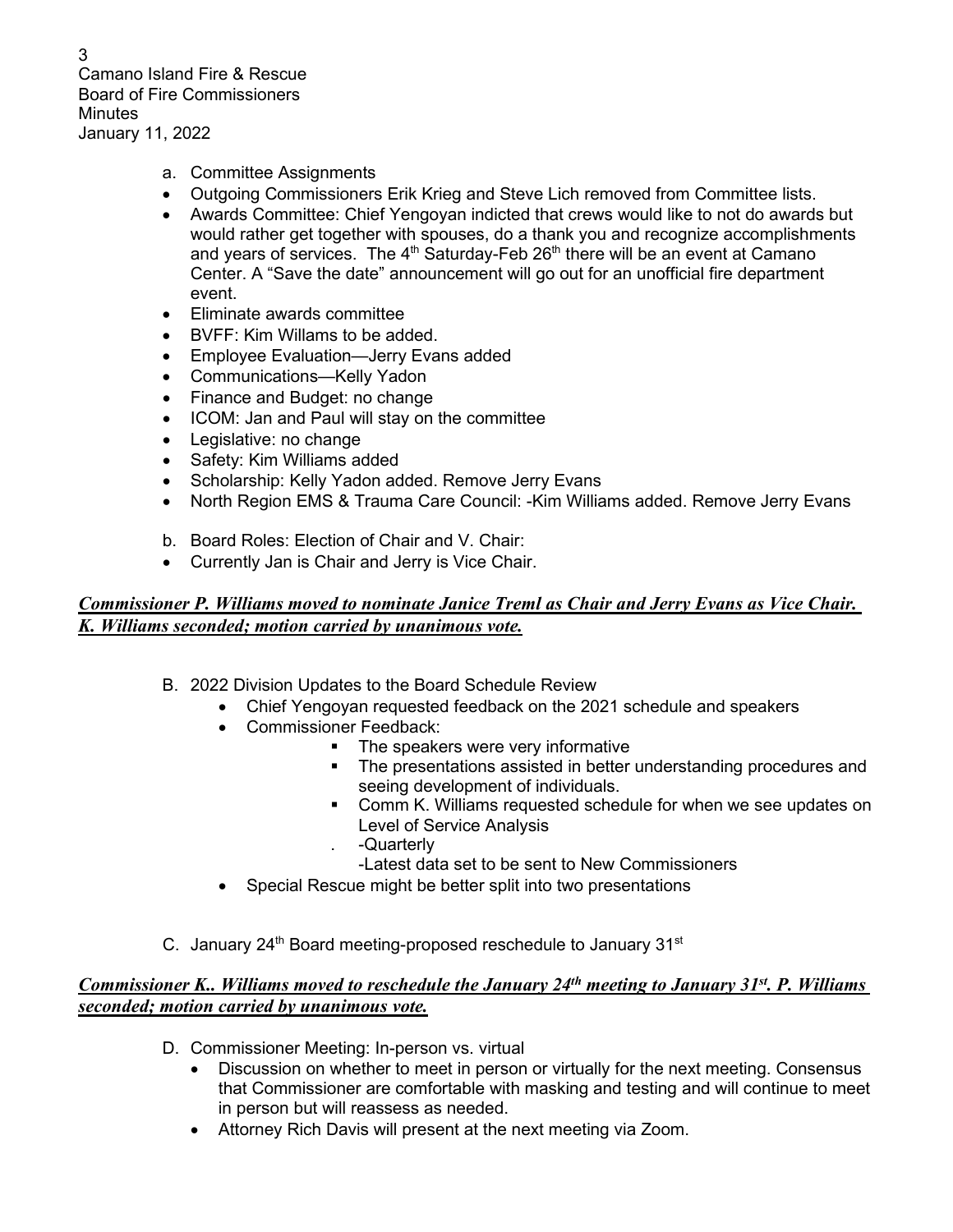a. Committee Assignments

- Outgoing Commissioners Erik Krieg and Steve Lich removed from Committee lists.
- Awards Committee: Chief Yengoyan indicted that crews would like to not do awards but would rather get together with spouses, do a thank you and recognize accomplishments and years of services. The 4th Saturday-Feb 26th there will be an event at Camano Center. A "Save the date" announcement will go out for an unofficial fire department event.
- Eliminate awards committee
- BVFF: Kim Willams to be added.
- Employee Evaluation—Jerry Evans added
- Communications—Kelly Yadon
- Finance and Budget: no change
- ICOM: Jan and Paul will stay on the committee
- Legislative: no change
- Safety: Kim Williams added
- Scholarship: Kelly Yadon added. Remove Jerry Evans
- North Region EMS & Trauma Care Council: -Kim Williams added. Remove Jerry Evans

b. Board Roles: Election of Chair and V. Chair:

- Currently Jan is Chair and Jerry is Vice Chair.

***Commissioner P. Williams moved to nominate Janice Treml as Chair and Jerry Evans as Vice Chair. K. Williams seconded; motion carried by unanimous vote.***

B. 2022 Division Updates to the Board Schedule Review

- Chief Yengoyan requested feedback on the 2021 schedule and speakers
- Commissioner Feedback:
  - The speakers were very informative
  - The presentations assisted in better understanding procedures and seeing development of individuals.
  - Comm K. Williams requested schedule for when we see updates on Level of Service Analysis
    - -Quarterly
    - -Latest data set to be sent to New Commissioners
- Special Rescue might be better split into two presentations

C. January 24th Board meeting-proposed reschedule to January 31st

***Commissioner K.. Williams moved to reschedule the January 24th meeting to January 31st. P. Williams seconded; motion carried by unanimous vote.***

D. Commissioner Meeting: In-person vs. virtual

- Discussion on whether to meet in person or virtually for the next meeting. Consensus that Commissioner are comfortable with masking and testing and will continue to meet in person but will reassess as needed.
- Attorney Rich Davis will present at the next meeting via Zoom.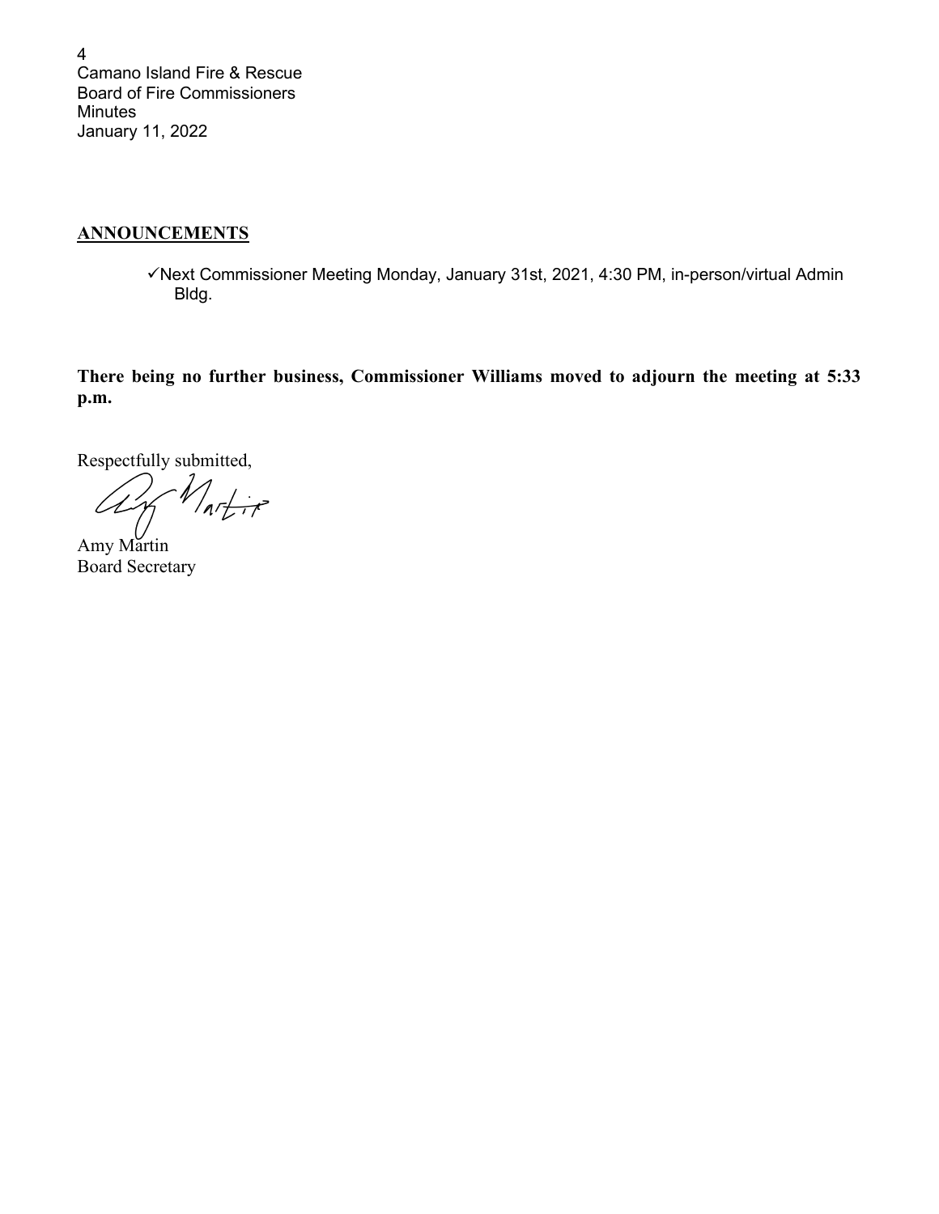## ANNOUNCEMENTS

- ✓Next Commissioner Meeting Monday, January 31st, 2021, 4:30 PM, in-person/virtual Admin Bldg.

**There being no further business, Commissioner Williams moved to adjourn the meeting at 5:33 p.m.**

Respectfully submitted,

Amy Martin
Board Secretary